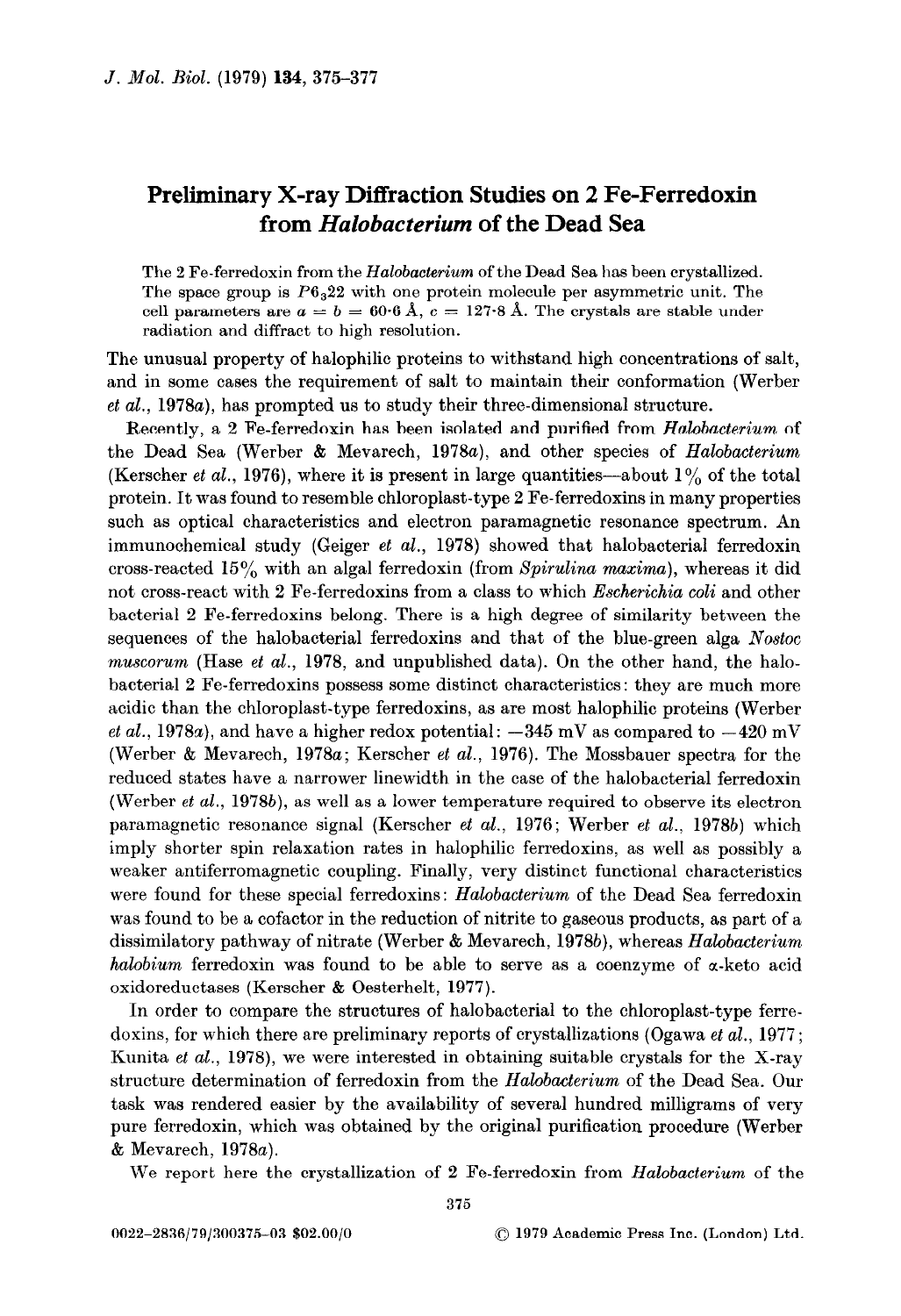# Preliminary X-ray Diffraction Studies on 2 Fe-Ferredoxin from *Halobacterium* of the Dead Sea

The 2 Fe-ferredoxin from the *Halobacterium* of the Dead Sea has been crystallized. The space group is $P6_322$ with one protein molecule per asymmetric unit. The cell parameters are $a = b = 60{\cdot}6$ Å, $c = 127{\cdot}8$ Å. The crystals are stable under radiation and diffract to high resolution.

The unusual property of halophilic proteins to withstand high concentrations of salt, and in some cases the requirement of salt to maintain their conformation (Werber *et al.*, 1978*a*), has prompted us to study their three-dimensional structure.

Recently, a 2 Fe-ferredoxin has been isolated and purified from *Halobacterium* of the Dead Sea (Werber & Mevarech, 1978*a*), and other species of *Halobacterium* (Kerscher *et al.*, 1976), where it is present in large quantities—about 1% of the total protein. It was found to resemble chloroplast-type 2 Fe-ferredoxins in many properties such as optical characteristics and electron paramagnetic resonance spectrum. An immunochemical study (Geiger *et al.*, 1978) showed that halobacterial ferredoxin cross-reacted 15% with an algal ferredoxin (from *Spirulina maxima*), whereas it did not cross-react with 2 Fe-ferredoxins from a class to which *Escherichia coli* and other bacterial 2 Fe-ferredoxins belong. There is a high degree of similarity between the sequences of the halobacterial ferredoxins and that of the blue-green alga *Nostoc muscorum* (Hase *et al.*, 1978, and unpublished data). On the other hand, the halobacterial 2 Fe-ferredoxins possess some distinct characteristics: they are much more acidic than the chloroplast-type ferredoxins, as are most halophilic proteins (Werber *et al.*, 1978*a*), and have a higher redox potential: −345 mV as compared to −420 mV (Werber & Mevarech, 1978*a*; Kerscher *et al.*, 1976). The Mossbauer spectra for the reduced states have a narrower linewidth in the case of the halobacterial ferredoxin (Werber *et al.*, 1978*b*), as well as a lower temperature required to observe its electron paramagnetic resonance signal (Kerscher *et al.*, 1976; Werber *et al.*, 1978*b*) which imply shorter spin relaxation rates in halophilic ferredoxins, as well as possibly a weaker antiferromagnetic coupling. Finally, very distinct functional characteristics were found for these special ferredoxins: *Halobacterium* of the Dead Sea ferredoxin was found to be a cofactor in the reduction of nitrite to gaseous products, as part of a dissimilatory pathway of nitrate (Werber & Mevarech, 1978*b*), whereas *Halobacterium halobium* ferredoxin was found to be able to serve as a coenzyme of α-keto acid oxidoreductases (Kerscher & Oesterhelt, 1977).

In order to compare the structures of halobacterial to the chloroplast-type ferredoxins, for which there are preliminary reports of crystallizations (Ogawa *et al.*, 1977; Kunita *et al.*, 1978), we were interested in obtaining suitable crystals for the X-ray structure determination of ferredoxin from the *Halobacterium* of the Dead Sea. Our task was rendered easier by the availability of several hundred milligrams of very pure ferredoxin, which was obtained by the original purification procedure (Werber & Mevarech, 1978*a*).

We report here the crystallization of 2 Fe-ferredoxin from *Halobacterium* of the

0022-2836/79/300375-03 $02.00/0 © 1979 Academic Press Inc. (London) Ltd.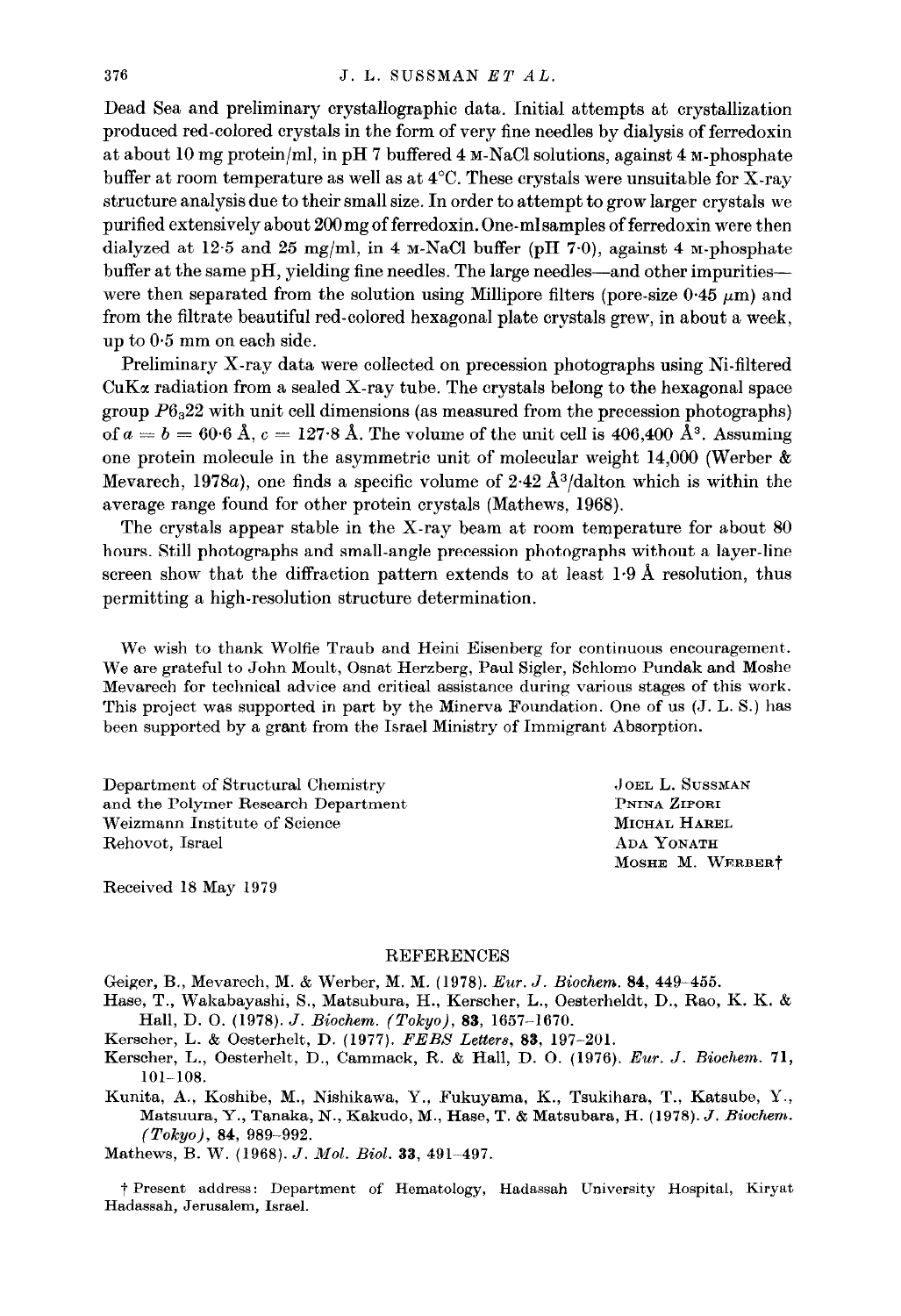Dead Sea and preliminary crystallographic data. Initial attempts at crystallization produced red-colored crystals in the form of very fine needles by dialysis of ferredoxin at about 10 mg protein/ml, in pH 7 buffered 4 M-NaCl solutions, against 4 M-phosphate buffer at room temperature as well as at 4°C. These crystals were unsuitable for X-ray structure analysis due to their small size. In order to attempt to grow larger crystals we purified extensively about 200 mg of ferredoxin. One-ml samples of ferredoxin were then dialyzed at 12·5 and 25 mg/ml, in 4 M-NaCl buffer (pH 7·0), against 4 M-phosphate buffer at the same pH, yielding fine needles. The large needles—and other impurities—were then separated from the solution using Millipore filters (pore-size 0·45 μm) and from the filtrate beautiful red-colored hexagonal plate crystals grew, in about a week, up to 0·5 mm on each side.

Preliminary X-ray data were collected on precession photographs using Ni-filtered CuKα radiation from a sealed X-ray tube. The crystals belong to the hexagonal space group $P6_322$ with unit cell dimensions (as measured from the precession photographs) of $a = b = 60{\cdot}6$ Å, $c = 127{\cdot}8$ Å. The volume of the unit cell is 406,400 Å$^3$. Assuming one protein molecule in the asymmetric unit of molecular weight 14,000 (Werber & Mevarech, 1978*a*), one finds a specific volume of 2·42 Å$^3$/dalton which is within the average range found for other protein crystals (Mathews, 1968).

The crystals appear stable in the X-ray beam at room temperature for about 80 hours. Still photographs and small-angle precession photographs without a layer-line screen show that the diffraction pattern extends to at least 1·9 Å resolution, thus permitting a high-resolution structure determination.

We wish to thank Wolfie Traub and Heini Eisenberg for continuous encouragement. We are grateful to John Moult, Osnat Herzberg, Paul Sigler, Schlomo Pundak and Moshe Mevarech for technical advice and critical assistance during various stages of this work. This project was supported in part by the Minerva Foundation. One of us (J. L. S.) has been supported by a grant from the Israel Ministry of Immigrant Absorption.

Department of Structural Chemistry
and the Polymer Research Department
Weizmann Institute of Science
Rehovot, Israel

JOEL L. SUSSMAN
PNINA ZIPORI
MICHAL HAREL
ADA YONATH
MOSHE M. WERBER†

Received 18 May 1979

## REFERENCES

Geiger, B., Mevarech, M. & Werber, M. M. (1978). *Eur. J. Biochem.* **84**, 449–455.

Hase, T., Wakabayashi, S., Matsubura, H., Kerscher, L., Oesterheldt, D., Rao, K. K. & Hall, D. O. (1978). *J. Biochem. (Tokyo)*, **83**, 1657–1670.

Kerscher, L. & Oesterhelt, D. (1977). *FEBS Letters*, **83**, 197–201.

Kerscher, L., Oesterhelt, D., Cammack, R. & Hall, D. O. (1976). *Eur. J. Biochem.* **71**, 101–108.

Kunita, A., Koshibe, M., Nishikawa, Y., Fukuyama, K., Tsukihara, T., Katsube, Y., Matsuura, Y., Tanaka, N., Kakudo, M., Hase, T. & Matsubara, H. (1978). *J. Biochem. (Tokyo)*, **84**, 989–992.

Mathews, B. W. (1968). *J. Mol. Biol.* **33**, 491–497.

† Present address: Department of Hematology, Hadassah University Hospital, Kiryat Hadassah, Jerusalem, Israel.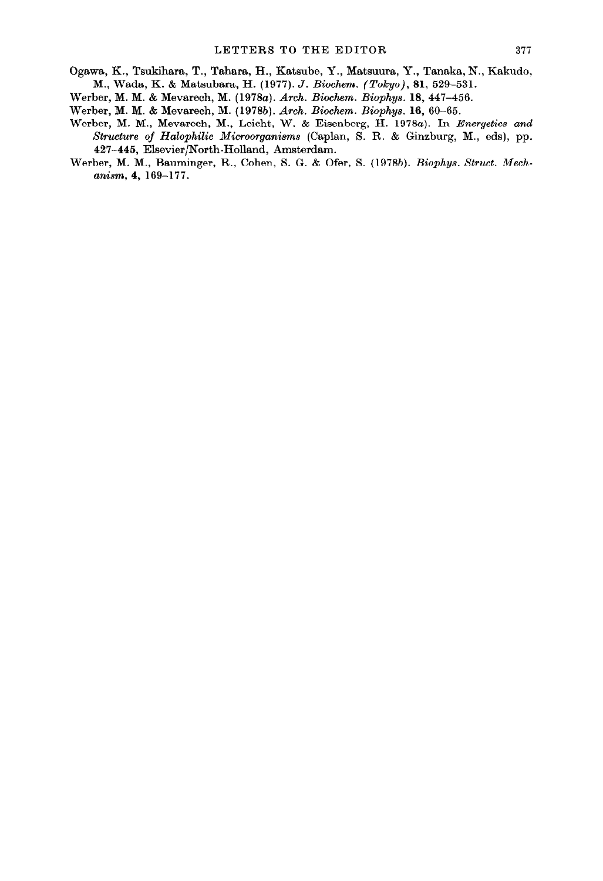Ogawa, K., Tsukihara, T., Tahara, H., Katsube, Y., Matsuura, Y., Tanaka, N., Kakudo, M., Wada, K. & Matsubara, H. (1977). *J. Biochem. (Tokyo)*, **81**, 529–531.

Werber, M. M. & Mevarech, M. (1978*a*). *Arch. Biochem. Biophys.* **18**, 447–456.

Werber, M. M. & Mevarech, M. (1978*b*). *Arch. Biochem. Biophys.* **16**, 60–65.

Werber, M. M., Mevarech, M., Leicht, W. & Eisenberg, H. 1978*a*). In *Energetics and Structure of Halophilic Microorganisms* (Caplan, S. R. & Ginzburg, M., eds), pp. 427–445, Elsevier/North-Holland, Amsterdam.

Werber, M. M., Bauminger, R., Cohen, S. G. & Ofer, S. (1978*b*). *Biophys. Struct. Mechanism*, **4**, 169–177.